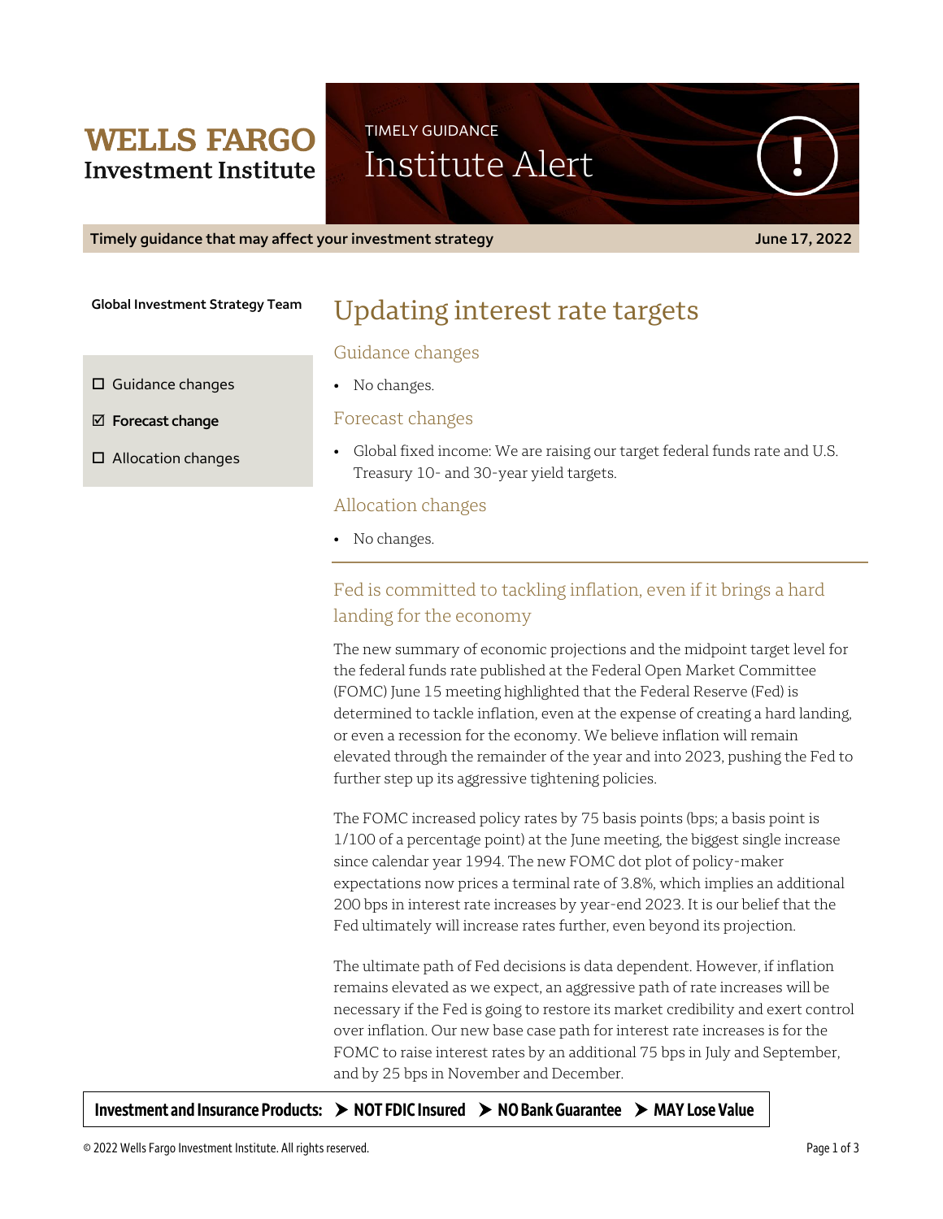**WELLS FARGO**
**Investment Institute**

TIMELY GUIDANCE
# Institute Alert

**Timely guidance that may affect your investment strategy** — **June 17, 2022**

**Global Investment Strategy Team**

- ☐ Guidance changes
- ☑ **Forecast change**
- ☐ Allocation changes

## Updating interest rate targets

### Guidance changes

- No changes.

### Forecast changes

- Global fixed income: We are raising our target federal funds rate and U.S. Treasury 10- and 30-year yield targets.

### Allocation changes

- No changes.

---

### Fed is committed to tackling inflation, even if it brings a hard landing for the economy

The new summary of economic projections and the midpoint target level for the federal funds rate published at the Federal Open Market Committee (FOMC) June 15 meeting highlighted that the Federal Reserve (Fed) is determined to tackle inflation, even at the expense of creating a hard landing, or even a recession for the economy. We believe inflation will remain elevated through the remainder of the year and into 2023, pushing the Fed to further step up its aggressive tightening policies.

The FOMC increased policy rates by 75 basis points (bps; a basis point is 1/100 of a percentage point) at the June meeting, the biggest single increase since calendar year 1994. The new FOMC dot plot of policy-maker expectations now prices a terminal rate of 3.8%, which implies an additional 200 bps in interest rate increases by year-end 2023. It is our belief that the Fed ultimately will increase rates further, even beyond its projection.

The ultimate path of Fed decisions is data dependent. However, if inflation remains elevated as we expect, an aggressive path of rate increases will be necessary if the Fed is going to restore its market credibility and exert control over inflation. Our new base case path for interest rate increases is for the FOMC to raise interest rates by an additional 75 bps in July and September, and by 25 bps in November and December.

**Investment and Insurance Products: ➤ NOT FDIC Insured ➤ NO Bank Guarantee ➤ MAY Lose Value**

© 2022 Wells Fargo Investment Institute. All rights reserved.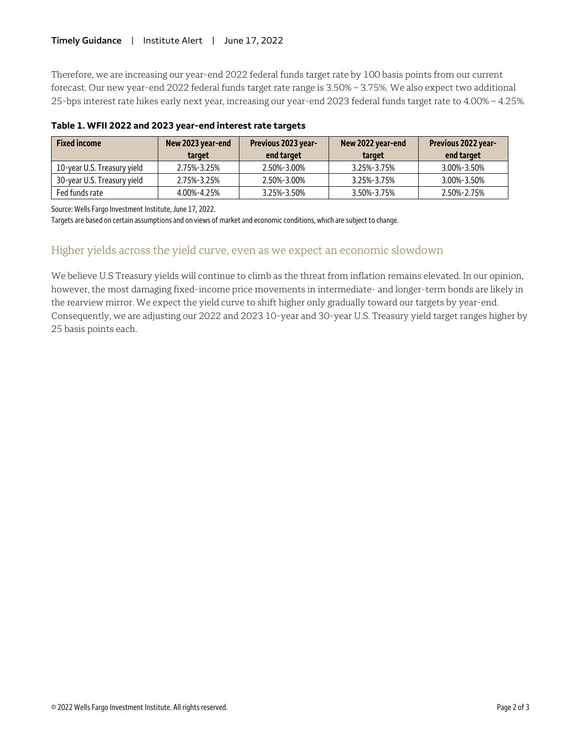Therefore, we are increasing our year-end 2022 federal funds target rate by 100 basis points from our current forecast. Our new year-end 2022 federal funds target rate range is 3.50% – 3.75%. We also expect two additional 25-bps interest rate hikes early next year, increasing our year-end 2023 federal funds target rate to 4.00% – 4.25%.

**Table 1. WFII 2022 and 2023 year-end interest rate targets**

| Fixed income | New 2023 year-end target | Previous 2023 year-end target | New 2022 year-end target | Previous 2022 year-end target |
|---|---|---|---|---|
| 10-year U.S. Treasury yield | 2.75%-3.25% | 2.50%-3.00% | 3.25%-3.75% | 3.00%-3.50% |
| 30-year U.S. Treasury yield | 2.75%-3.25% | 2.50%-3.00% | 3.25%-3.75% | 3.00%-3.50% |
| Fed funds rate | 4.00%-4.25% | 3.25%-3.50% | 3.50%-3.75% | 2.50%-2.75% |

Source: Wells Fargo Investment Institute, June 17, 2022.
Targets are based on certain assumptions and on views of market and economic conditions, which are subject to change.

## Higher yields across the yield curve, even as we expect an economic slowdown

We believe U.S Treasury yields will continue to climb as the threat from inflation remains elevated. In our opinion, however, the most damaging fixed-income price movements in intermediate- and longer-term bonds are likely in the rearview mirror. We expect the yield curve to shift higher only gradually toward our targets by year-end. Consequently, we are adjusting our 2022 and 2023 10-year and 30-year U.S. Treasury yield target ranges higher by 25 basis points each.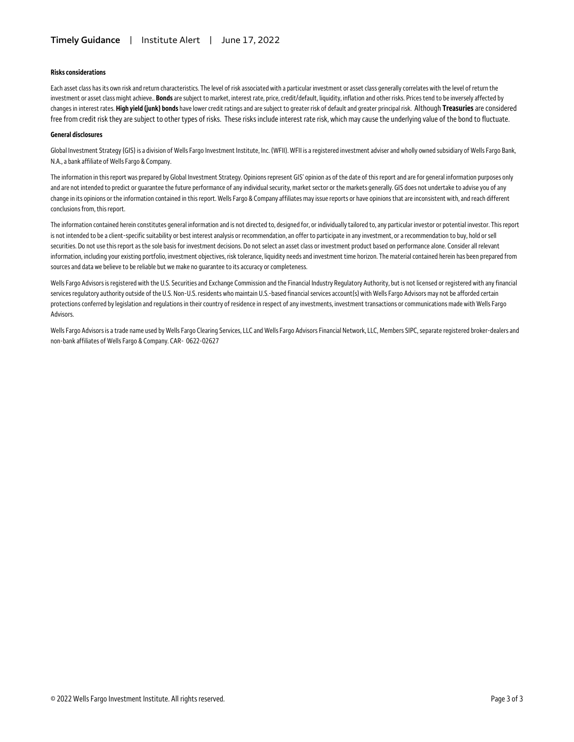**Risks considerations**

Each asset class has its own risk and return characteristics. The level of risk associated with a particular investment or asset class generally correlates with the level of return the investment or asset class might achieve.. **Bonds** are subject to market, interest rate, price, credit/default, liquidity, inflation and other risks. Prices tend to be inversely affected by changes in interest rates. **High yield (junk) bonds** have lower credit ratings and are subject to greater risk of default and greater principal risk. Although **Treasuries** are considered free from credit risk they are subject to other types of risks. These risks include interest rate risk, which may cause the underlying value of the bond to fluctuate.

**General disclosures**

Global Investment Strategy (GIS) is a division of Wells Fargo Investment Institute, Inc. (WFII). WFII is a registered investment adviser and wholly owned subsidiary of Wells Fargo Bank, N.A., a bank affiliate of Wells Fargo & Company.

The information in this report was prepared by Global Investment Strategy. Opinions represent GIS' opinion as of the date of this report and are for general information purposes only and are not intended to predict or guarantee the future performance of any individual security, market sector or the markets generally. GIS does not undertake to advise you of any change in its opinions or the information contained in this report. Wells Fargo & Company affiliates may issue reports or have opinions that are inconsistent with, and reach different conclusions from, this report.

The information contained herein constitutes general information and is not directed to, designed for, or individually tailored to, any particular investor or potential investor. This report is not intended to be a client-specific suitability or best interest analysis or recommendation, an offer to participate in any investment, or a recommendation to buy, hold or sell securities. Do not use this report as the sole basis for investment decisions. Do not select an asset class or investment product based on performance alone. Consider all relevant information, including your existing portfolio, investment objectives, risk tolerance, liquidity needs and investment time horizon. The material contained herein has been prepared from sources and data we believe to be reliable but we make no guarantee to its accuracy or completeness.

Wells Fargo Advisors is registered with the U.S. Securities and Exchange Commission and the Financial Industry Regulatory Authority, but is not licensed or registered with any financial services regulatory authority outside of the U.S. Non-U.S. residents who maintain U.S.-based financial services account(s) with Wells Fargo Advisors may not be afforded certain protections conferred by legislation and regulations in their country of residence in respect of any investments, investment transactions or communications made with Wells Fargo Advisors.

Wells Fargo Advisors is a trade name used by Wells Fargo Clearing Services, LLC and Wells Fargo Advisors Financial Network, LLC, Members SIPC, separate registered broker-dealers and non-bank affiliates of Wells Fargo & Company. CAR- 0622-02627